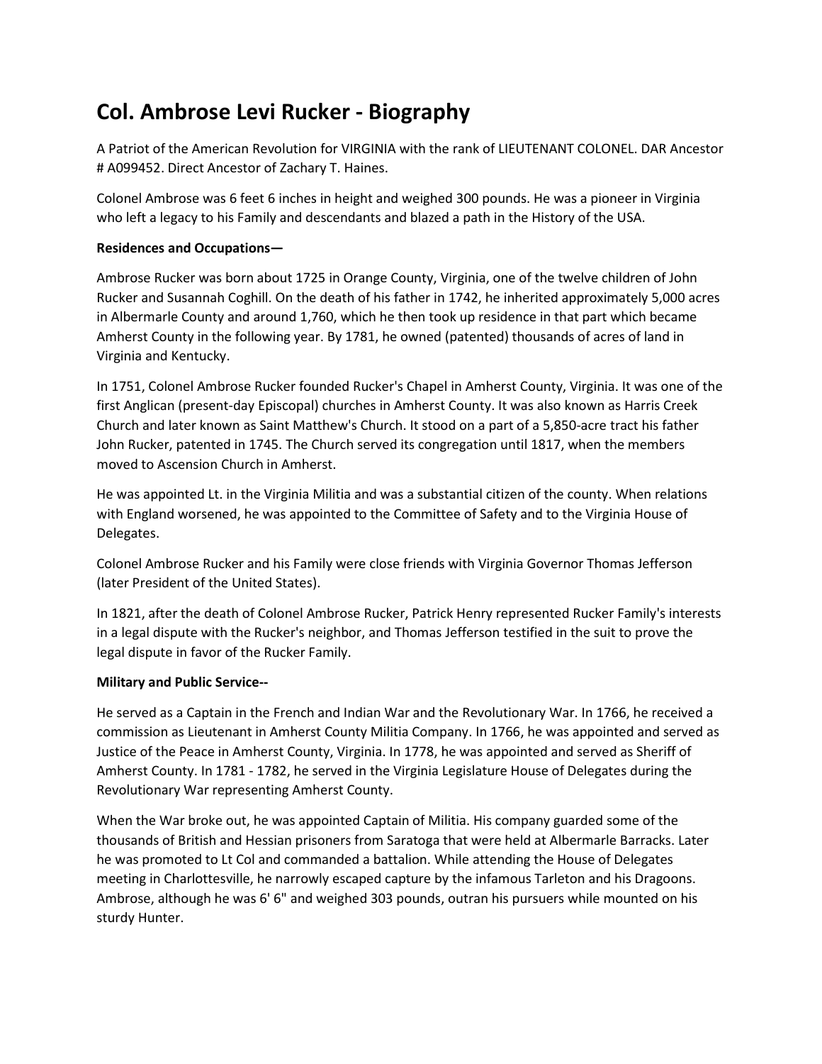# Col. Ambrose Levi Rucker - Biography

A Patriot of the American Revolution for VIRGINIA with the rank of LIEUTENANT COLONEL. DAR Ancestor # A099452. Direct Ancestor of Zachary T. Haines.

Colonel Ambrose was 6 feet 6 inches in height and weighed 300 pounds. He was a pioneer in Virginia who left a legacy to his Family and descendants and blazed a path in the History of the USA.

**Residences and Occupations—**

Ambrose Rucker was born about 1725 in Orange County, Virginia, one of the twelve children of John Rucker and Susannah Coghill. On the death of his father in 1742, he inherited approximately 5,000 acres in Albermarle County and around 1,760, which he then took up residence in that part which became Amherst County in the following year. By 1781, he owned (patented) thousands of acres of land in Virginia and Kentucky.

In 1751, Colonel Ambrose Rucker founded Rucker's Chapel in Amherst County, Virginia. It was one of the first Anglican (present-day Episcopal) churches in Amherst County. It was also known as Harris Creek Church and later known as Saint Matthew's Church. It stood on a part of a 5,850-acre tract his father John Rucker, patented in 1745. The Church served its congregation until 1817, when the members moved to Ascension Church in Amherst.

He was appointed Lt. in the Virginia Militia and was a substantial citizen of the county. When relations with England worsened, he was appointed to the Committee of Safety and to the Virginia House of Delegates.

Colonel Ambrose Rucker and his Family were close friends with Virginia Governor Thomas Jefferson (later President of the United States).

In 1821, after the death of Colonel Ambrose Rucker, Patrick Henry represented Rucker Family's interests in a legal dispute with the Rucker's neighbor, and Thomas Jefferson testified in the suit to prove the legal dispute in favor of the Rucker Family.

**Military and Public Service--**

He served as a Captain in the French and Indian War and the Revolutionary War. In 1766, he received a commission as Lieutenant in Amherst County Militia Company. In 1766, he was appointed and served as Justice of the Peace in Amherst County, Virginia. In 1778, he was appointed and served as Sheriff of Amherst County. In 1781 - 1782, he served in the Virginia Legislature House of Delegates during the Revolutionary War representing Amherst County.

When the War broke out, he was appointed Captain of Militia. His company guarded some of the thousands of British and Hessian prisoners from Saratoga that were held at Albermarle Barracks. Later he was promoted to Lt Col and commanded a battalion. While attending the House of Delegates meeting in Charlottesville, he narrowly escaped capture by the infamous Tarleton and his Dragoons. Ambrose, although he was 6' 6" and weighed 303 pounds, outran his pursuers while mounted on his sturdy Hunter.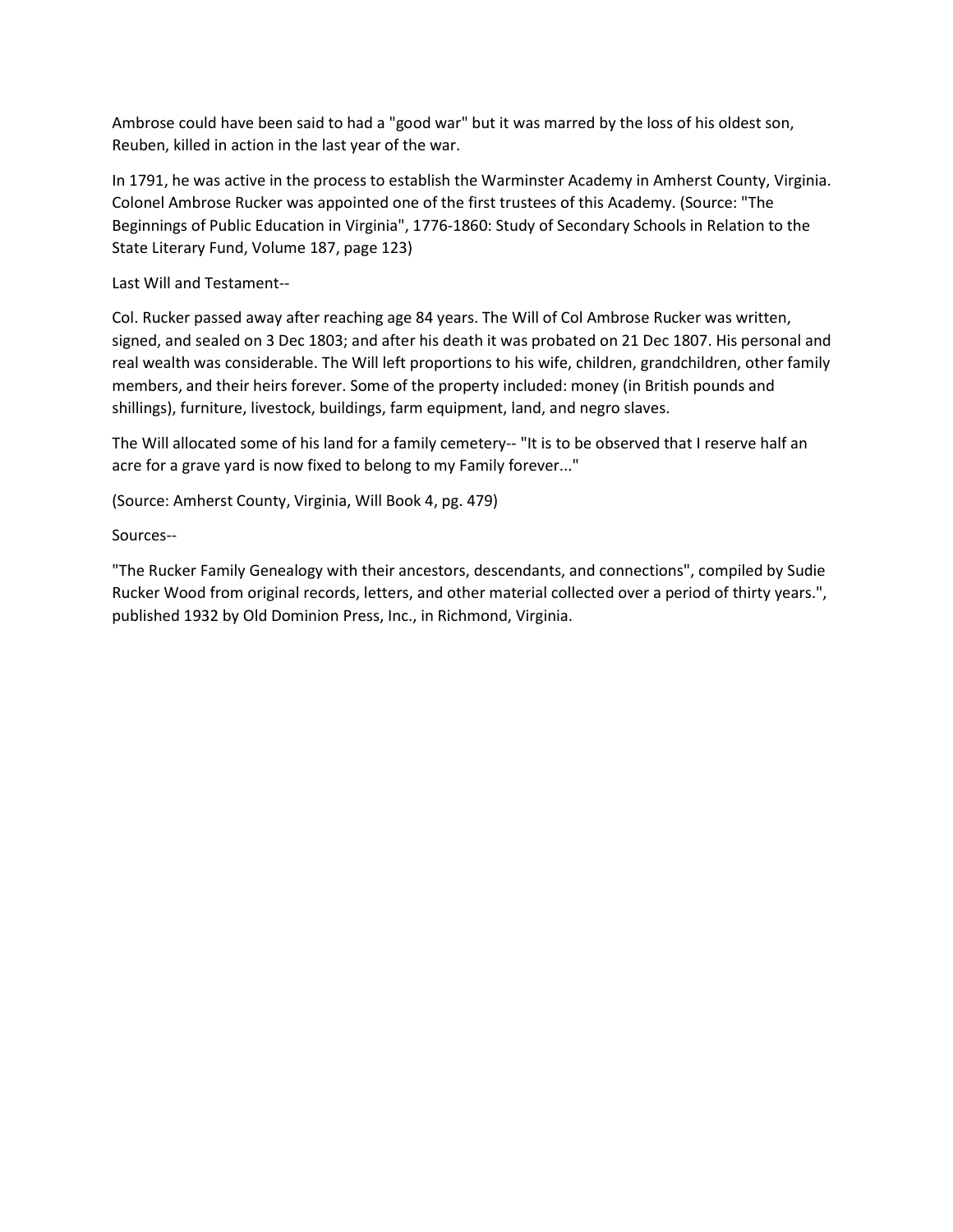Ambrose could have been said to had a "good war" but it was marred by the loss of his oldest son, Reuben, killed in action in the last year of the war.

In 1791, he was active in the process to establish the Warminster Academy in Amherst County, Virginia. Colonel Ambrose Rucker was appointed one of the first trustees of this Academy. (Source: "The Beginnings of Public Education in Virginia", 1776-1860: Study of Secondary Schools in Relation to the State Literary Fund, Volume 187, page 123)

Last Will and Testament--

Col. Rucker passed away after reaching age 84 years. The Will of Col Ambrose Rucker was written, signed, and sealed on 3 Dec 1803; and after his death it was probated on 21 Dec 1807. His personal and real wealth was considerable. The Will left proportions to his wife, children, grandchildren, other family members, and their heirs forever. Some of the property included: money (in British pounds and shillings), furniture, livestock, buildings, farm equipment, land, and negro slaves.

The Will allocated some of his land for a family cemetery-- "It is to be observed that I reserve half an acre for a grave yard is now fixed to belong to my Family forever..."

(Source: Amherst County, Virginia, Will Book 4, pg. 479)

Sources--

"The Rucker Family Genealogy with their ancestors, descendants, and connections", compiled by Sudie Rucker Wood from original records, letters, and other material collected over a period of thirty years.", published 1932 by Old Dominion Press, Inc., in Richmond, Virginia.